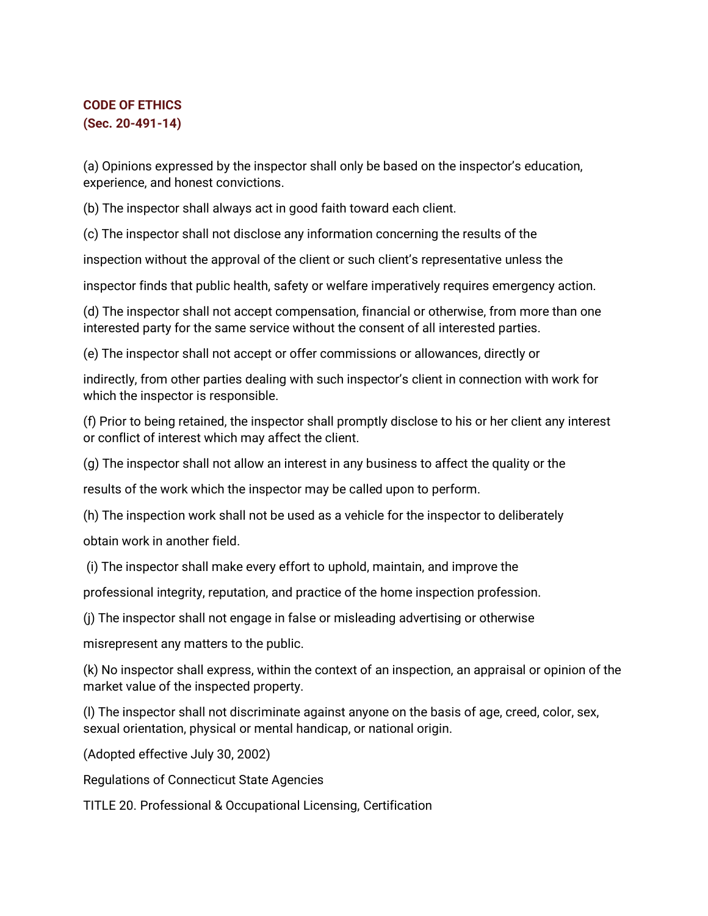**CODE OF ETHICS**
**(Sec. 20-491-14)**

(a) Opinions expressed by the inspector shall only be based on the inspector's education, experience, and honest convictions.

(b) The inspector shall always act in good faith toward each client.

(c) The inspector shall not disclose any information concerning the results of the inspection without the approval of the client or such client's representative unless the inspector finds that public health, safety or welfare imperatively requires emergency action.

(d) The inspector shall not accept compensation, financial or otherwise, from more than one interested party for the same service without the consent of all interested parties.

(e) The inspector shall not accept or offer commissions or allowances, directly or indirectly, from other parties dealing with such inspector's client in connection with work for which the inspector is responsible.

(f) Prior to being retained, the inspector shall promptly disclose to his or her client any interest or conflict of interest which may affect the client.

(g) The inspector shall not allow an interest in any business to affect the quality or the results of the work which the inspector may be called upon to perform.

(h) The inspection work shall not be used as a vehicle for the inspector to deliberately obtain work in another field.

(i) The inspector shall make every effort to uphold, maintain, and improve the professional integrity, reputation, and practice of the home inspection profession.

(j) The inspector shall not engage in false or misleading advertising or otherwise misrepresent any matters to the public.

(k) No inspector shall express, within the context of an inspection, an appraisal or opinion of the market value of the inspected property.

(l) The inspector shall not discriminate against anyone on the basis of age, creed, color, sex, sexual orientation, physical or mental handicap, or national origin.

(Adopted effective July 30, 2002)

Regulations of Connecticut State Agencies

TITLE 20. Professional & Occupational Licensing, Certification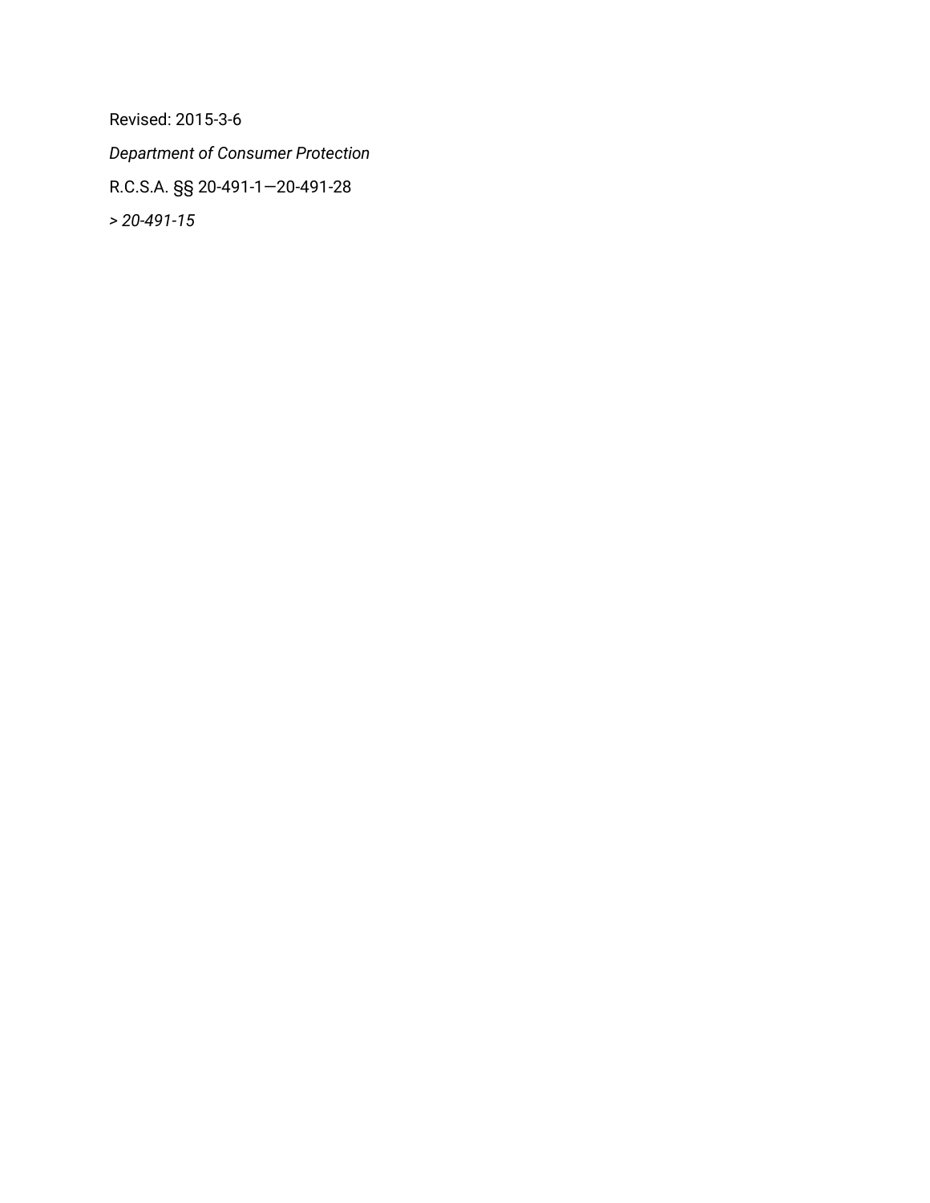Revised: 2015-3-6

*Department of Consumer Protection*

R.C.S.A. §§ 20-491-1—20-491-28

*> 20-491-15*